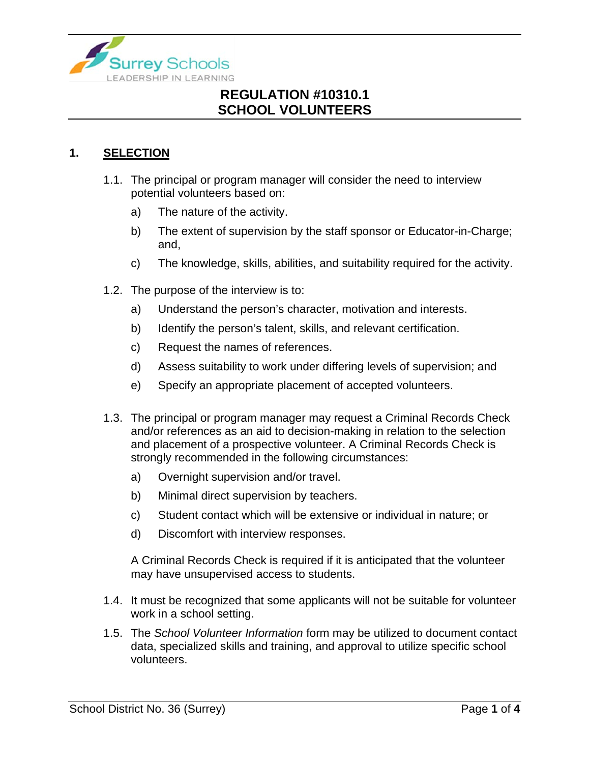# REGULATION #10310.1
# SCHOOL VOLUNTEERS

## 1. SELECTION

1.1. The principal or program manager will consider the need to interview potential volunteers based on:

a) The nature of the activity.

b) The extent of supervision by the staff sponsor or Educator-in-Charge; and,

c) The knowledge, skills, abilities, and suitability required for the activity.

1.2. The purpose of the interview is to:

a) Understand the person's character, motivation and interests.

b) Identify the person's talent, skills, and relevant certification.

c) Request the names of references.

d) Assess suitability to work under differing levels of supervision; and

e) Specify an appropriate placement of accepted volunteers.

1.3. The principal or program manager may request a Criminal Records Check and/or references as an aid to decision-making in relation to the selection and placement of a prospective volunteer. A Criminal Records Check is strongly recommended in the following circumstances:

a) Overnight supervision and/or travel.

b) Minimal direct supervision by teachers.

c) Student contact which will be extensive or individual in nature; or

d) Discomfort with interview responses.

A Criminal Records Check is required if it is anticipated that the volunteer may have unsupervised access to students.

1.4. It must be recognized that some applicants will not be suitable for volunteer work in a school setting.

1.5. The *School Volunteer Information* form may be utilized to document contact data, specialized skills and training, and approval to utilize specific school volunteers.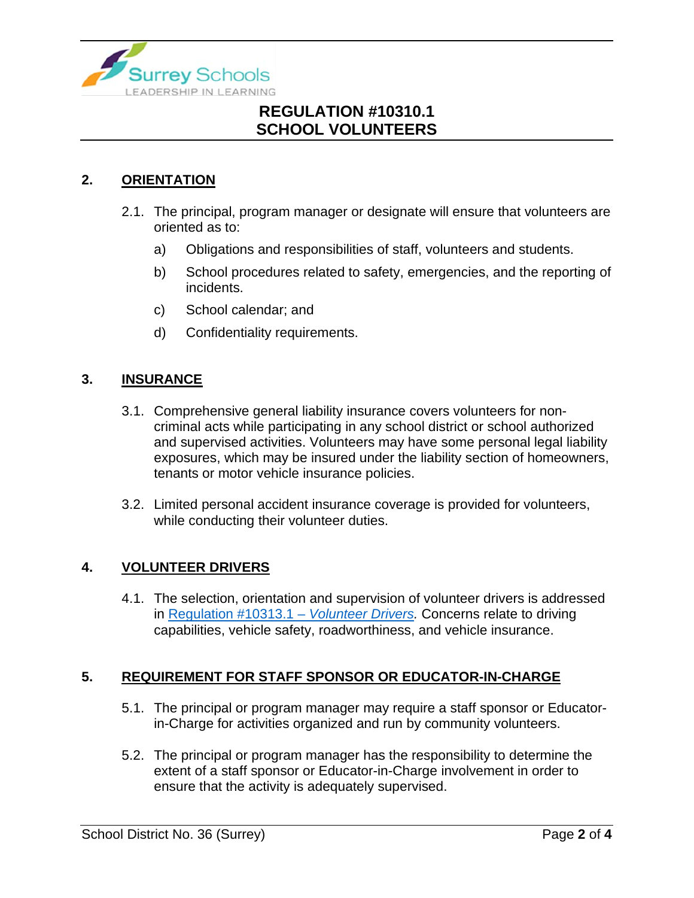## 2. ORIENTATION

2.1. The principal, program manager or designate will ensure that volunteers are oriented as to:

a) Obligations and responsibilities of staff, volunteers and students.

b) School procedures related to safety, emergencies, and the reporting of incidents.

c) School calendar; and

d) Confidentiality requirements.

## 3. INSURANCE

3.1. Comprehensive general liability insurance covers volunteers for non-criminal acts while participating in any school district or school authorized and supervised activities. Volunteers may have some personal legal liability exposures, which may be insured under the liability section of homeowners, tenants or motor vehicle insurance policies.

3.2. Limited personal accident insurance coverage is provided for volunteers, while conducting their volunteer duties.

## 4. VOLUNTEER DRIVERS

4.1. The selection, orientation and supervision of volunteer drivers is addressed in Regulation #10313.1 – *Volunteer Drivers*. Concerns relate to driving capabilities, vehicle safety, roadworthiness, and vehicle insurance.

## 5. REQUIREMENT FOR STAFF SPONSOR OR EDUCATOR-IN-CHARGE

5.1. The principal or program manager may require a staff sponsor or Educator-in-Charge for activities organized and run by community volunteers.

5.2. The principal or program manager has the responsibility to determine the extent of a staff sponsor or Educator-in-Charge involvement in order to ensure that the activity is adequately supervised.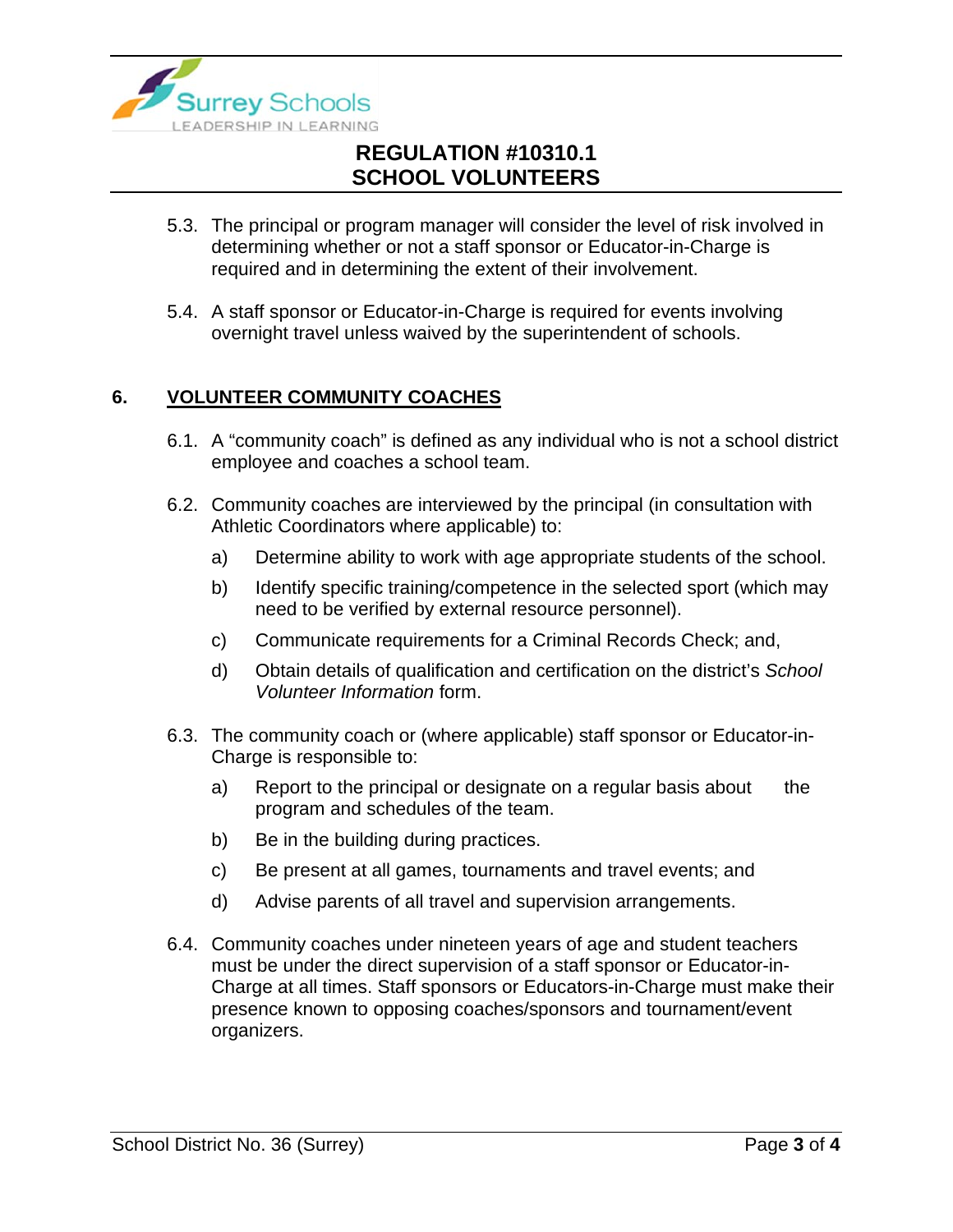5.3. The principal or program manager will consider the level of risk involved in determining whether or not a staff sponsor or Educator-in-Charge is required and in determining the extent of their involvement.

5.4. A staff sponsor or Educator-in-Charge is required for events involving overnight travel unless waived by the superintendent of schools.

## 6. VOLUNTEER COMMUNITY COACHES

6.1. A "community coach" is defined as any individual who is not a school district employee and coaches a school team.

6.2. Community coaches are interviewed by the principal (in consultation with Athletic Coordinators where applicable) to:

- a) Determine ability to work with age appropriate students of the school.
- b) Identify specific training/competence in the selected sport (which may need to be verified by external resource personnel).
- c) Communicate requirements for a Criminal Records Check; and,
- d) Obtain details of qualification and certification on the district's *School Volunteer Information* form.

6.3. The community coach or (where applicable) staff sponsor or Educator-in-Charge is responsible to:

- a) Report to the principal or designate on a regular basis about the program and schedules of the team.
- b) Be in the building during practices.
- c) Be present at all games, tournaments and travel events; and
- d) Advise parents of all travel and supervision arrangements.

6.4. Community coaches under nineteen years of age and student teachers must be under the direct supervision of a staff sponsor or Educator-in-Charge at all times. Staff sponsors or Educators-in-Charge must make their presence known to opposing coaches/sponsors and tournament/event organizers.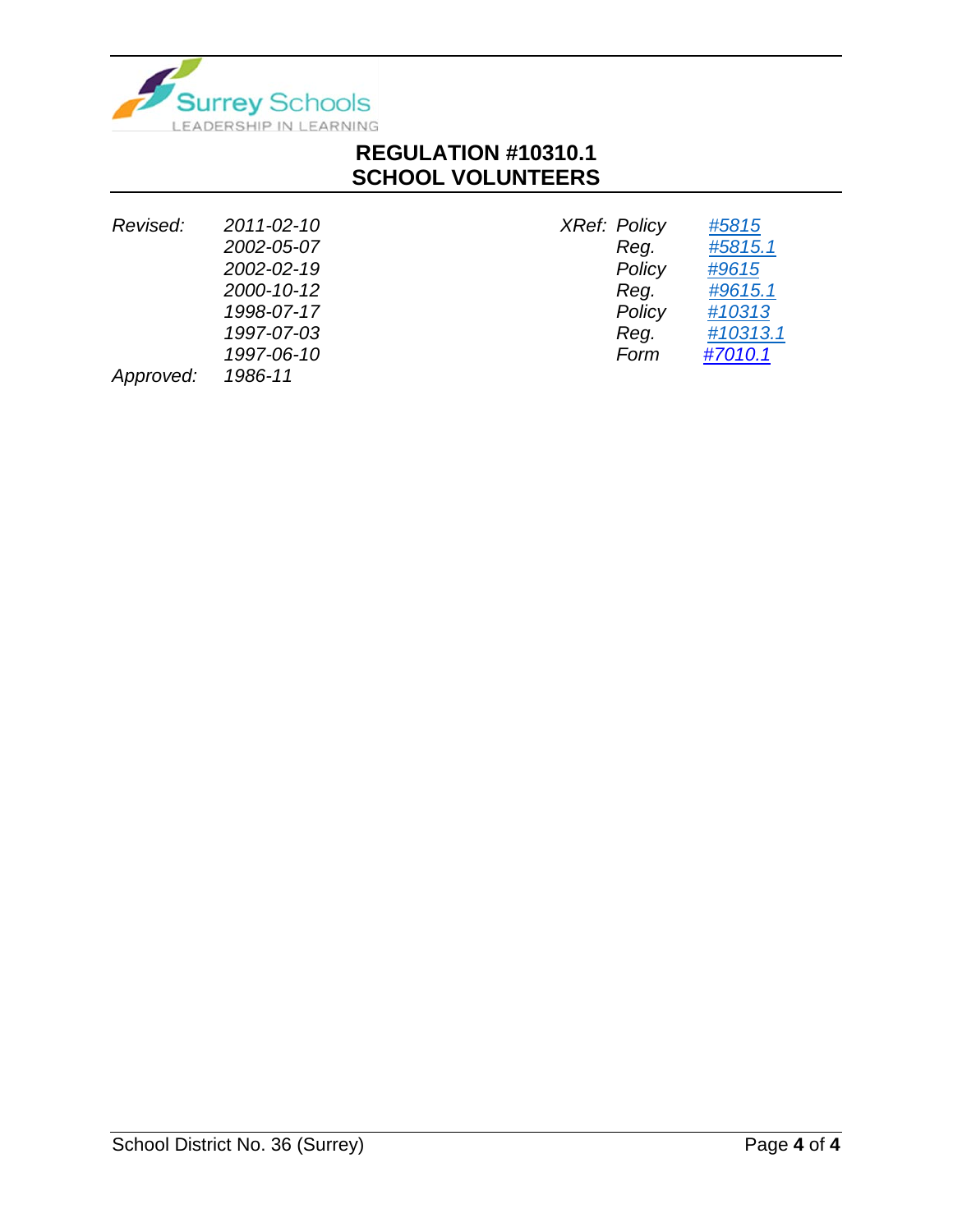# REGULATION #10310.1
# SCHOOL VOLUNTEERS

| | | | | |
|---|---|---|---|---|
| *Revised:* | *2011-02-10* | *XRef:* | *Policy* | *#5815* |
| | *2002-05-07* | | *Reg.* | *#5815.1* |
| | *2002-02-19* | | *Policy* | *#9615* |
| | *2000-10-12* | | *Reg.* | *#9615.1* |
| | *1998-07-17* | | *Policy* | *#10313* |
| | *1997-07-03* | | *Reg.* | *#10313.1* |
| | *1997-06-10* | | *Form* | *#7010.1* |
| *Approved:* | *1986-11* | | | |